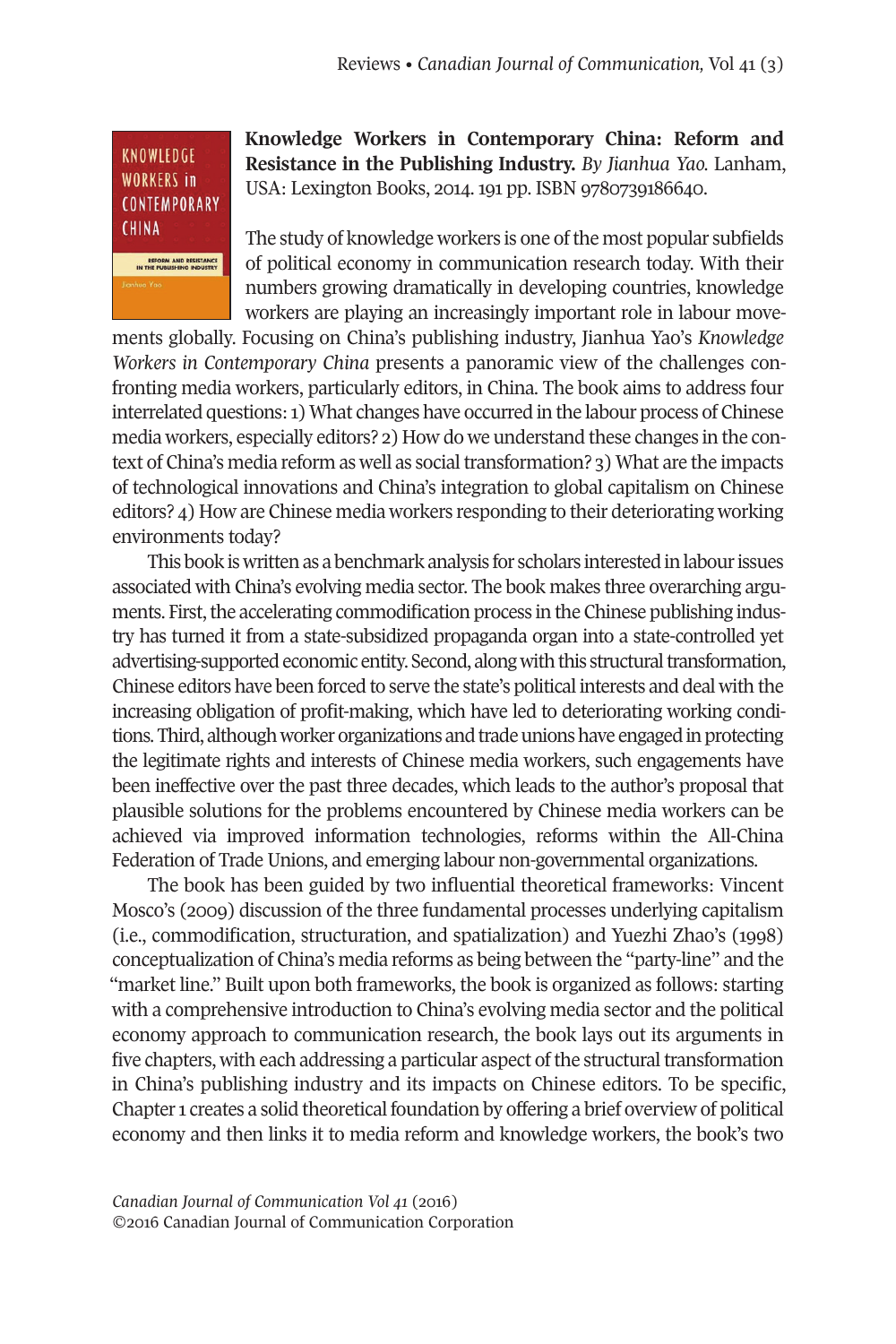**Knowledge Workers in Contemporary China: Reform and Resistance in the Publishing Industry.** *By Jianhua Yao.* Lanham, USA: Lexington Books, 2014. 191 pp. ISBN 9780739186640.

The study of knowledge workers is one of the most popular subfields of political economy in communication research today. With their numbers growing dramatically in developing countries, knowledge workers are playing an increasingly important role in labour movements globally. Focusing on China's publishing industry, Jianhua Yao's *Knowledge Workers in Contemporary China* presents a panoramic view of the challenges confronting media workers, particularly editors, in China. The book aims to address four interrelated questions: 1) What changes have occurred in the labour process of Chinese media workers, especially editors? 2) How do we understand these changes in the context of China's media reform as well as social transformation? 3) What are the impacts of technological innovations and China's integration to global capitalism on Chinese editors? 4) How are Chinese media workers responding to their deteriorating working environments today?

This book is written as a benchmark analysis for scholars interested in labour issues associated with China's evolving media sector. The book makes three overarching arguments. First, the accelerating commodification process in the Chinese publishing industry has turned it from a state-subsidized propaganda organ into a state-controlled yet advertising-supported economic entity. Second, along with this structural transformation, Chinese editors have been forced to serve the state's political interests and deal with the increasing obligation of profit-making, which have led to deteriorating working conditions. Third, although worker organizations and trade unions have engaged in protecting the legitimate rights and interests of Chinese media workers, such engagements have been ineffective over the past three decades, which leads to the author's proposal that plausible solutions for the problems encountered by Chinese media workers can be achieved via improved information technologies, reforms within the All-China Federation of Trade Unions, and emerging labour non-governmental organizations.

The book has been guided by two influential theoretical frameworks: Vincent Mosco's (2009) discussion of the three fundamental processes underlying capitalism (i.e., commodification, structuration, and spatialization) and Yuezhi Zhao's (1998) conceptualization of China's media reforms as being between the "party-line" and the "market line." Built upon both frameworks, the book is organized as follows: starting with a comprehensive introduction to China's evolving media sector and the political economy approach to communication research, the book lays out its arguments in five chapters, with each addressing a particular aspect of the structural transformation in China's publishing industry and its impacts on Chinese editors. To be specific, Chapter 1 creates a solid theoretical foundation by offering a brief overview of political economy and then links it to media reform and knowledge workers, the book's two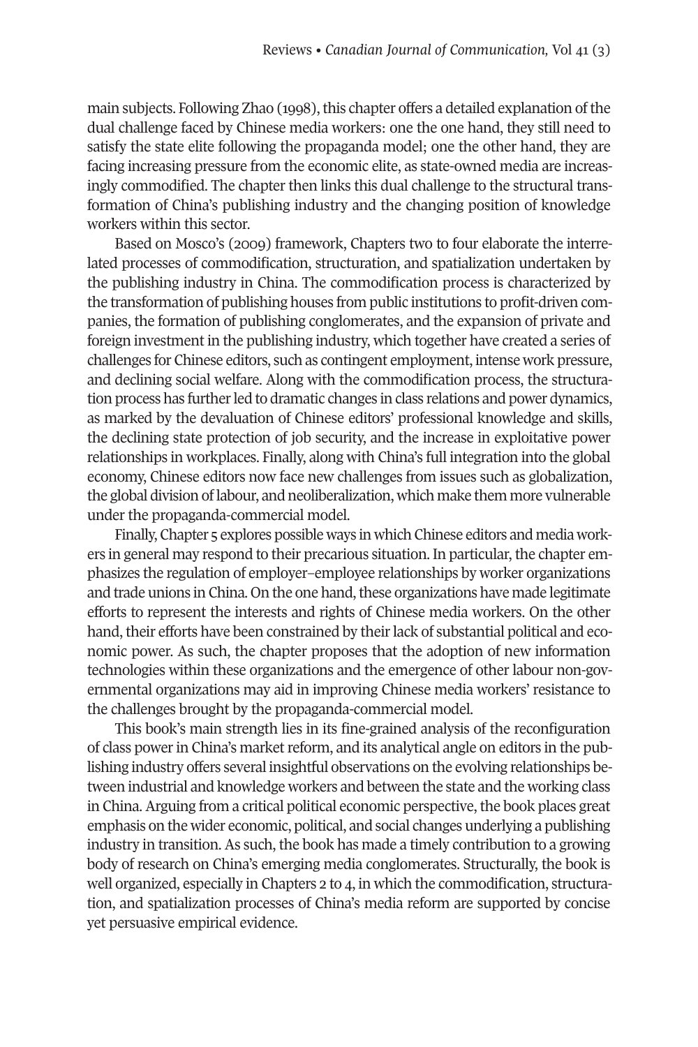main subjects. Following Zhao (1998), this chapter offers a detailed explanation of the dual challenge faced by Chinese media workers: one the one hand, they still need to satisfy the state elite following the propaganda model; one the other hand, they are facing increasing pressure from the economic elite, as state-owned media are increasingly commodified. The chapter then links this dual challenge to the structural transformation of China's publishing industry and the changing position of knowledge workers within this sector.

Based on Mosco's (2009) framework, Chapters two to four elaborate the interrelated processes of commodification, structuration, and spatialization undertaken by the publishing industry in China. The commodification process is characterized by the transformation of publishing houses from public institutions to profit-driven companies, the formation of publishing conglomerates, and the expansion of private and foreign investment in the publishing industry, which together have created a series of challenges for Chinese editors, such as contingent employment, intense work pressure, and declining social welfare. Along with the commodification process, the structuration process has further led to dramatic changes in class relations and power dynamics, as marked by the devaluation of Chinese editors' professional knowledge and skills, the declining state protection of job security, and the increase in exploitative power relationships in workplaces. Finally, along with China's full integration into the global economy, Chinese editors now face new challenges from issues such as globalization, the global division of labour, and neoliberalization, which make them more vulnerable under the propaganda-commercial model.

Finally, Chapter 5 explores possible ways in which Chinese editors and media workers in general may respond to their precarious situation. In particular, the chapter emphasizes the regulation of employer–employee relationships by worker organizations and trade unions in China. On the one hand, these organizations have made legitimate efforts to represent the interests and rights of Chinese media workers. On the other hand, their efforts have been constrained by their lack of substantial political and economic power. As such, the chapter proposes that the adoption of new information technologies within these organizations and the emergence of other labour non-governmental organizations may aid in improving Chinese media workers' resistance to the challenges brought by the propaganda-commercial model.

This book's main strength lies in its fine-grained analysis of the reconfiguration of class power in China's market reform, and its analytical angle on editors in the publishing industry offers several insightful observations on the evolving relationships between industrial and knowledge workers and between the state and the working class in China. Arguing from a critical political economic perspective, the book places great emphasis on the wider economic, political, and social changes underlying a publishing industry in transition. As such, the book has made a timely contribution to a growing body of research on China's emerging media conglomerates. Structurally, the book is well organized, especially in Chapters 2 to 4, in which the commodification, structuration, and spatialization processes of China's media reform are supported by concise yet persuasive empirical evidence.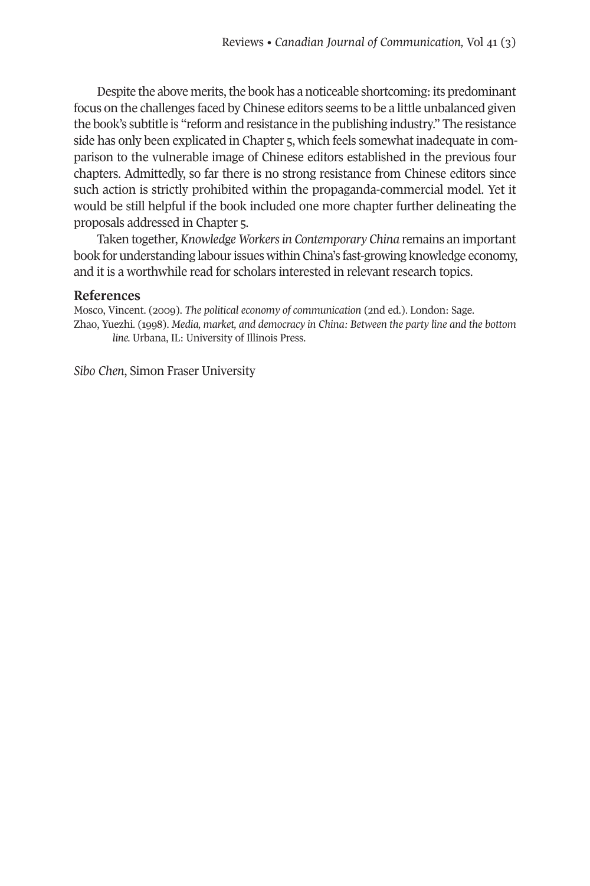Despite the above merits, the book has a noticeable shortcoming: its predominant focus on the challenges faced by Chinese editors seems to be a little unbalanced given the book's subtitle is "reform and resistance in the publishing industry." The resistance side has only been explicated in Chapter 5, which feels somewhat inadequate in comparison to the vulnerable image of Chinese editors established in the previous four chapters. Admittedly, so far there is no strong resistance from Chinese editors since such action is strictly prohibited within the propaganda-commercial model. Yet it would be still helpful if the book included one more chapter further delineating the proposals addressed in Chapter 5.

Taken together, *Knowledge Workers in Contemporary China* remains an important book for understanding labour issues within China's fast-growing knowledge economy, and it is a worthwhile read for scholars interested in relevant research topics.

## References

Mosco, Vincent. (2009). *The political economy of communication* (2nd ed.). London: Sage.

Zhao, Yuezhi. (1998). *Media, market, and democracy in China: Between the party line and the bottom line.* Urbana, IL: University of Illinois Press.

*Sibo Chen*, Simon Fraser University